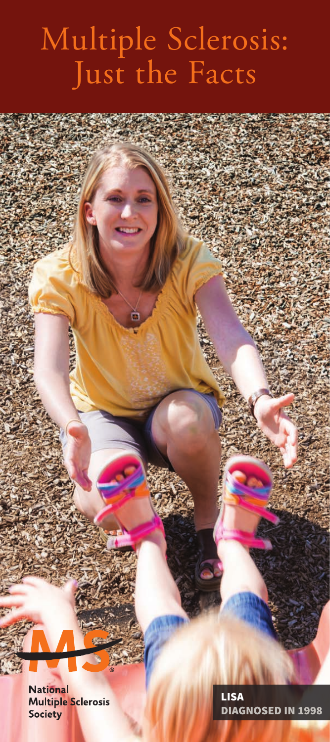# Multiple Sclerosis: Just the Facts

National Multiple Sclerosis Society

LISA
DIAGNOSED IN 1998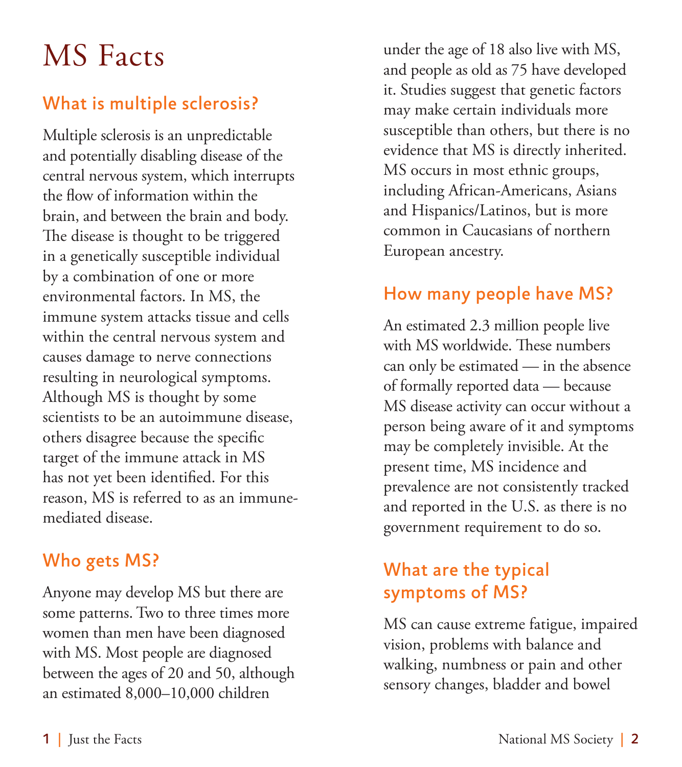# MS Facts

## What is multiple sclerosis?

Multiple sclerosis is an unpredictable and potentially disabling disease of the central nervous system, which interrupts the flow of information within the brain, and between the brain and body. The disease is thought to be triggered in a genetically susceptible individual by a combination of one or more environmental factors. In MS, the immune system attacks tissue and cells within the central nervous system and causes damage to nerve connections resulting in neurological symptoms. Although MS is thought by some scientists to be an autoimmune disease, others disagree because the specific target of the immune attack in MS has not yet been identified. For this reason, MS is referred to as an immune-mediated disease.

## Who gets MS?

Anyone may develop MS but there are some patterns. Two to three times more women than men have been diagnosed with MS. Most people are diagnosed between the ages of 20 and 50, although an estimated 8,000–10,000 children under the age of 18 also live with MS, and people as old as 75 have developed it. Studies suggest that genetic factors may make certain individuals more susceptible than others, but there is no evidence that MS is directly inherited. MS occurs in most ethnic groups, including African-Americans, Asians and Hispanics/Latinos, but is more common in Caucasians of northern European ancestry.

## How many people have MS?

An estimated 2.3 million people live with MS worldwide. These numbers can only be estimated — in the absence of formally reported data — because MS disease activity can occur without a person being aware of it and symptoms may be completely invisible. At the present time, MS incidence and prevalence are not consistently tracked and reported in the U.S. as there is no government requirement to do so.

## What are the typical symptoms of MS?

MS can cause extreme fatigue, impaired vision, problems with balance and walking, numbness or pain and other sensory changes, bladder and bowel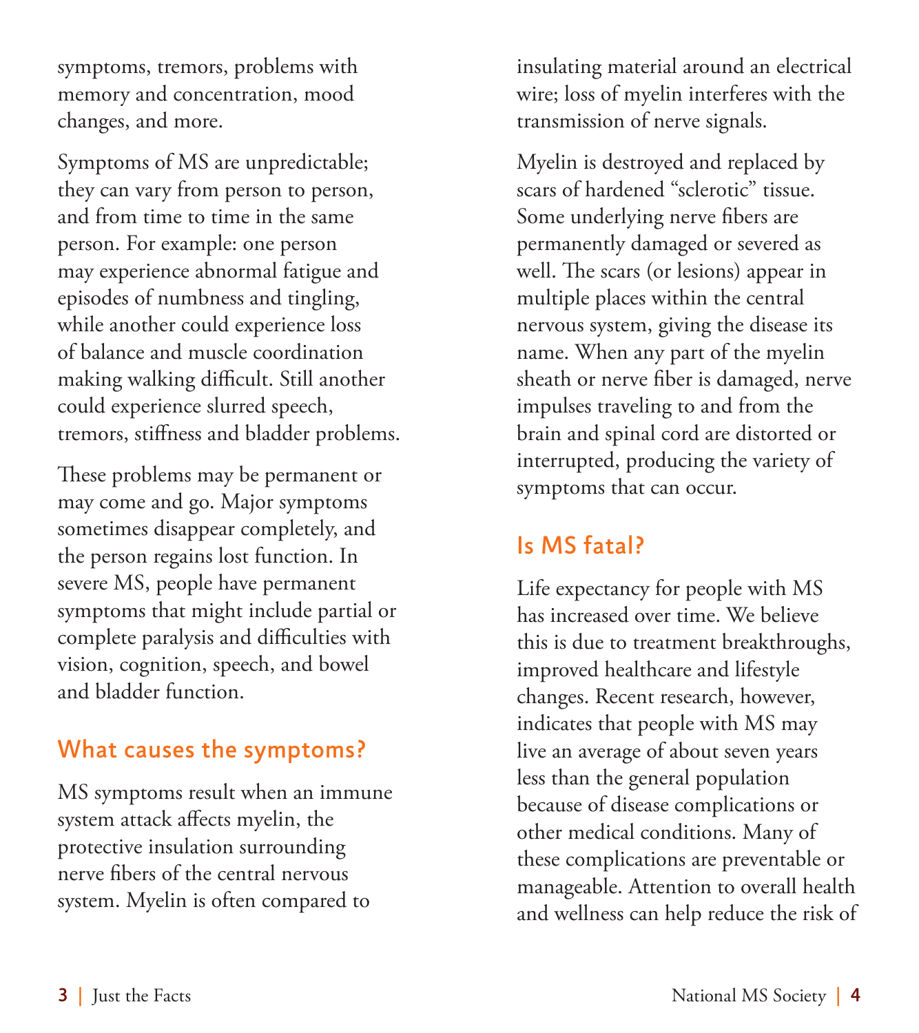symptoms, tremors, problems with memory and concentration, mood changes, and more.

Symptoms of MS are unpredictable; they can vary from person to person, and from time to time in the same person. For example: one person may experience abnormal fatigue and episodes of numbness and tingling, while another could experience loss of balance and muscle coordination making walking difficult. Still another could experience slurred speech, tremors, stiffness and bladder problems.

These problems may be permanent or may come and go. Major symptoms sometimes disappear completely, and the person regains lost function. In severe MS, people have permanent symptoms that might include partial or complete paralysis and difficulties with vision, cognition, speech, and bowel and bladder function.

## What causes the symptoms?

MS symptoms result when an immune system attack affects myelin, the protective insulation surrounding nerve fibers of the central nervous system. Myelin is often compared to insulating material around an electrical wire; loss of myelin interferes with the transmission of nerve signals.

Myelin is destroyed and replaced by scars of hardened "sclerotic" tissue. Some underlying nerve fibers are permanently damaged or severed as well. The scars (or lesions) appear in multiple places within the central nervous system, giving the disease its name. When any part of the myelin sheath or nerve fiber is damaged, nerve impulses traveling to and from the brain and spinal cord are distorted or interrupted, producing the variety of symptoms that can occur.

## Is MS fatal?

Life expectancy for people with MS has increased over time. We believe this is due to treatment breakthroughs, improved healthcare and lifestyle changes. Recent research, however, indicates that people with MS may live an average of about seven years less than the general population because of disease complications or other medical conditions. Many of these complications are preventable or manageable. Attention to overall health and wellness can help reduce the risk of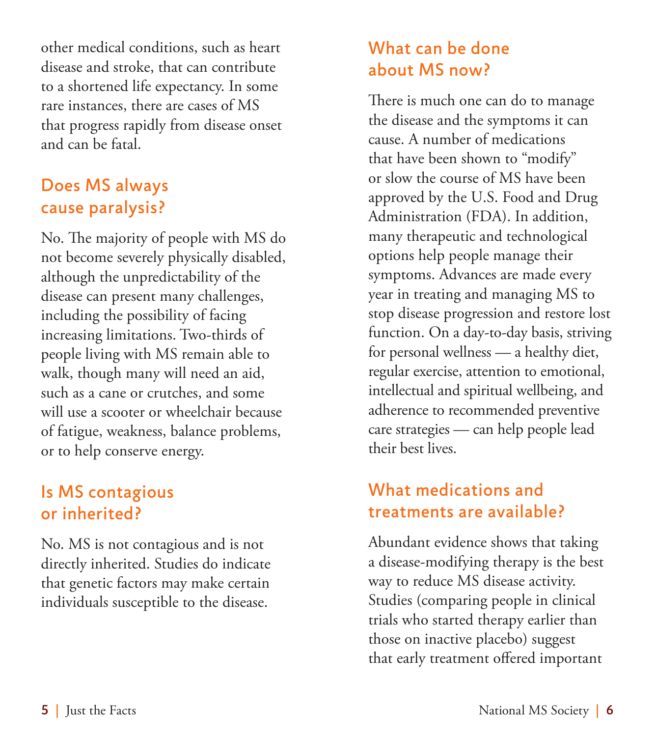other medical conditions, such as heart disease and stroke, that can contribute to a shortened life expectancy. In some rare instances, there are cases of MS that progress rapidly from disease onset and can be fatal.

## Does MS always cause paralysis?

No. The majority of people with MS do not become severely physically disabled, although the unpredictability of the disease can present many challenges, including the possibility of facing increasing limitations. Two-thirds of people living with MS remain able to walk, though many will need an aid, such as a cane or crutches, and some will use a scooter or wheelchair because of fatigue, weakness, balance problems, or to help conserve energy.

## Is MS contagious or inherited?

No. MS is not contagious and is not directly inherited. Studies do indicate that genetic factors may make certain individuals susceptible to the disease.

## What can be done about MS now?

There is much one can do to manage the disease and the symptoms it can cause. A number of medications that have been shown to "modify" or slow the course of MS have been approved by the U.S. Food and Drug Administration (FDA). In addition, many therapeutic and technological options help people manage their symptoms. Advances are made every year in treating and managing MS to stop disease progression and restore lost function. On a day-to-day basis, striving for personal wellness — a healthy diet, regular exercise, attention to emotional, intellectual and spiritual wellbeing, and adherence to recommended preventive care strategies — can help people lead their best lives.

## What medications and treatments are available?

Abundant evidence shows that taking a disease-modifying therapy is the best way to reduce MS disease activity. Studies (comparing people in clinical trials who started therapy earlier than those on inactive placebo) suggest that early treatment offered important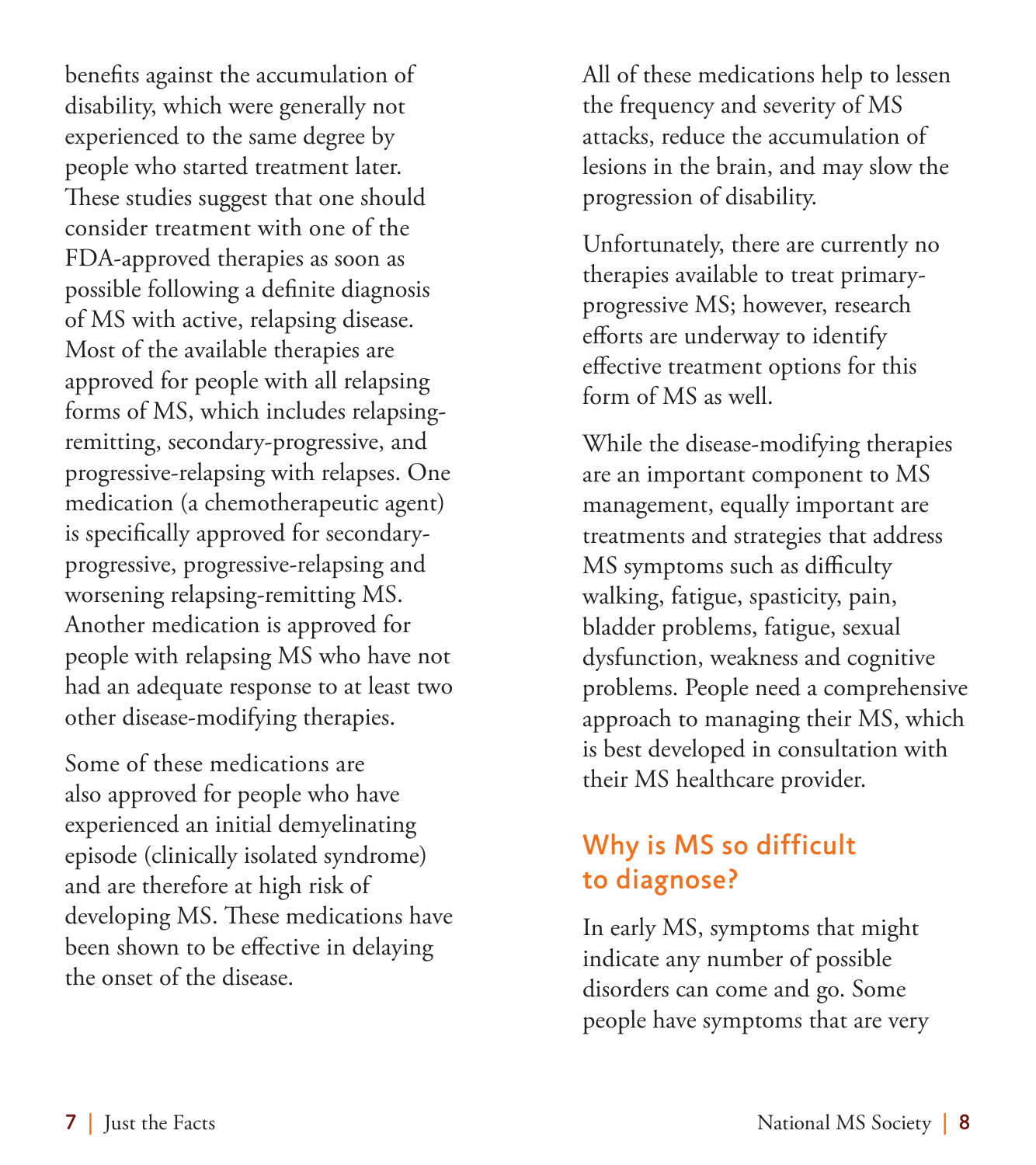benefits against the accumulation of disability, which were generally not experienced to the same degree by people who started treatment later. These studies suggest that one should consider treatment with one of the FDA-approved therapies as soon as possible following a definite diagnosis of MS with active, relapsing disease. Most of the available therapies are approved for people with all relapsing forms of MS, which includes relapsing-remitting, secondary-progressive, and progressive-relapsing with relapses. One medication (a chemotherapeutic agent) is specifically approved for secondary-progressive, progressive-relapsing and worsening relapsing-remitting MS. Another medication is approved for people with relapsing MS who have not had an adequate response to at least two other disease-modifying therapies.

Some of these medications are also approved for people who have experienced an initial demyelinating episode (clinically isolated syndrome) and are therefore at high risk of developing MS. These medications have been shown to be effective in delaying the onset of the disease.

All of these medications help to lessen the frequency and severity of MS attacks, reduce the accumulation of lesions in the brain, and may slow the progression of disability.

Unfortunately, there are currently no therapies available to treat primary-progressive MS; however, research efforts are underway to identify effective treatment options for this form of MS as well.

While the disease-modifying therapies are an important component to MS management, equally important are treatments and strategies that address MS symptoms such as difficulty walking, fatigue, spasticity, pain, bladder problems, fatigue, sexual dysfunction, weakness and cognitive problems. People need a comprehensive approach to managing their MS, which is best developed in consultation with their MS healthcare provider.

## Why is MS so difficult to diagnose?

In early MS, symptoms that might indicate any number of possible disorders can come and go. Some people have symptoms that are very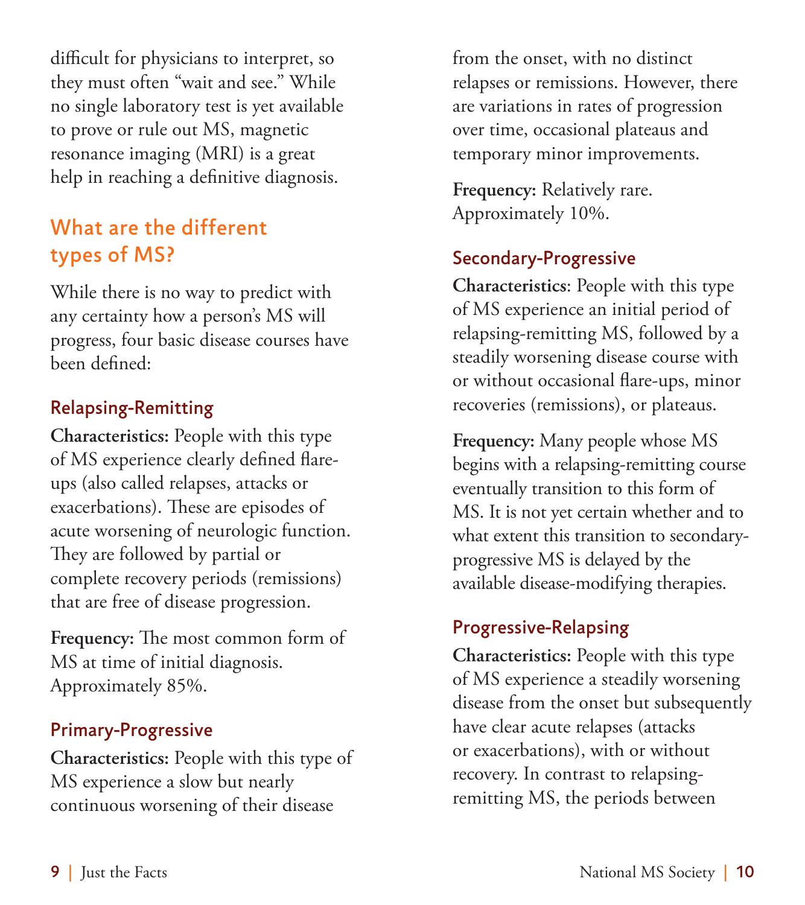difficult for physicians to interpret, so they must often "wait and see." While no single laboratory test is yet available to prove or rule out MS, magnetic resonance imaging (MRI) is a great help in reaching a definitive diagnosis.

## What are the different types of MS?

While there is no way to predict with any certainty how a person's MS will progress, four basic disease courses have been defined:

### Relapsing-Remitting

**Characteristics:** People with this type of MS experience clearly defined flare-ups (also called relapses, attacks or exacerbations). These are episodes of acute worsening of neurologic function. They are followed by partial or complete recovery periods (remissions) that are free of disease progression.

**Frequency:** The most common form of MS at time of initial diagnosis. Approximately 85%.

### Primary-Progressive

**Characteristics:** People with this type of MS experience a slow but nearly continuous worsening of their disease from the onset, with no distinct relapses or remissions. However, there are variations in rates of progression over time, occasional plateaus and temporary minor improvements.

**Frequency:** Relatively rare. Approximately 10%.

### Secondary-Progressive

**Characteristics**: People with this type of MS experience an initial period of relapsing-remitting MS, followed by a steadily worsening disease course with or without occasional flare-ups, minor recoveries (remissions), or plateaus.

**Frequency:** Many people whose MS begins with a relapsing-remitting course eventually transition to this form of MS. It is not yet certain whether and to what extent this transition to secondary-progressive MS is delayed by the available disease-modifying therapies.

### Progressive-Relapsing

**Characteristics:** People with this type of MS experience a steadily worsening disease from the onset but subsequently have clear acute relapses (attacks or exacerbations), with or without recovery. In contrast to relapsing-remitting MS, the periods between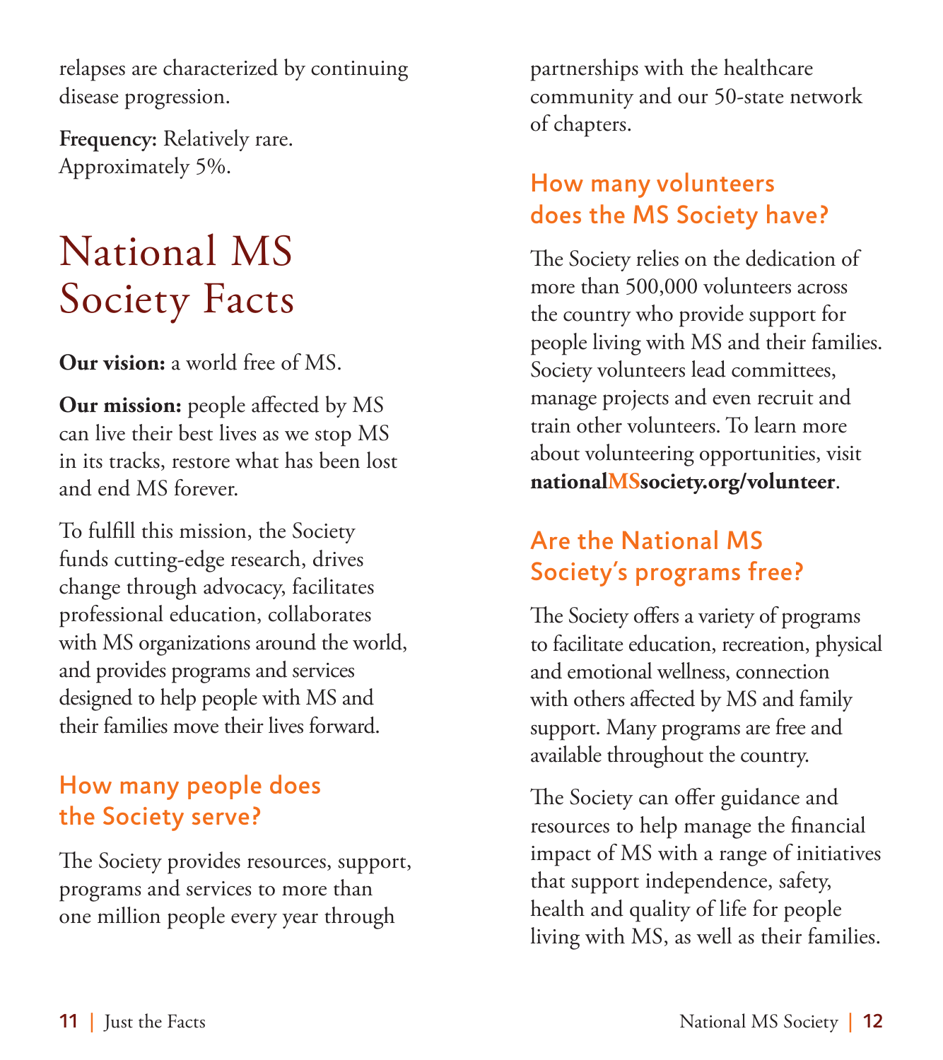relapses are characterized by continuing disease progression.

**Frequency:** Relatively rare. Approximately 5%.

# National MS Society Facts

**Our vision:** a world free of MS.

**Our mission:** people affected by MS can live their best lives as we stop MS in its tracks, restore what has been lost and end MS forever.

To fulfill this mission, the Society funds cutting-edge research, drives change through advocacy, facilitates professional education, collaborates with MS organizations around the world, and provides programs and services designed to help people with MS and their families move their lives forward.

## How many people does the Society serve?

The Society provides resources, support, programs and services to more than one million people every year through partnerships with the healthcare community and our 50-state network of chapters.

## How many volunteers does the MS Society have?

The Society relies on the dedication of more than 500,000 volunteers across the country who provide support for people living with MS and their families. Society volunteers lead committees, manage projects and even recruit and train other volunteers. To learn more about volunteering opportunities, visit **nationalMSsociety.org/volunteer**.

## Are the National MS Society's programs free?

The Society offers a variety of programs to facilitate education, recreation, physical and emotional wellness, connection with others affected by MS and family support. Many programs are free and available throughout the country.

The Society can offer guidance and resources to help manage the financial impact of MS with a range of initiatives that support independence, safety, health and quality of life for people living with MS, as well as their families.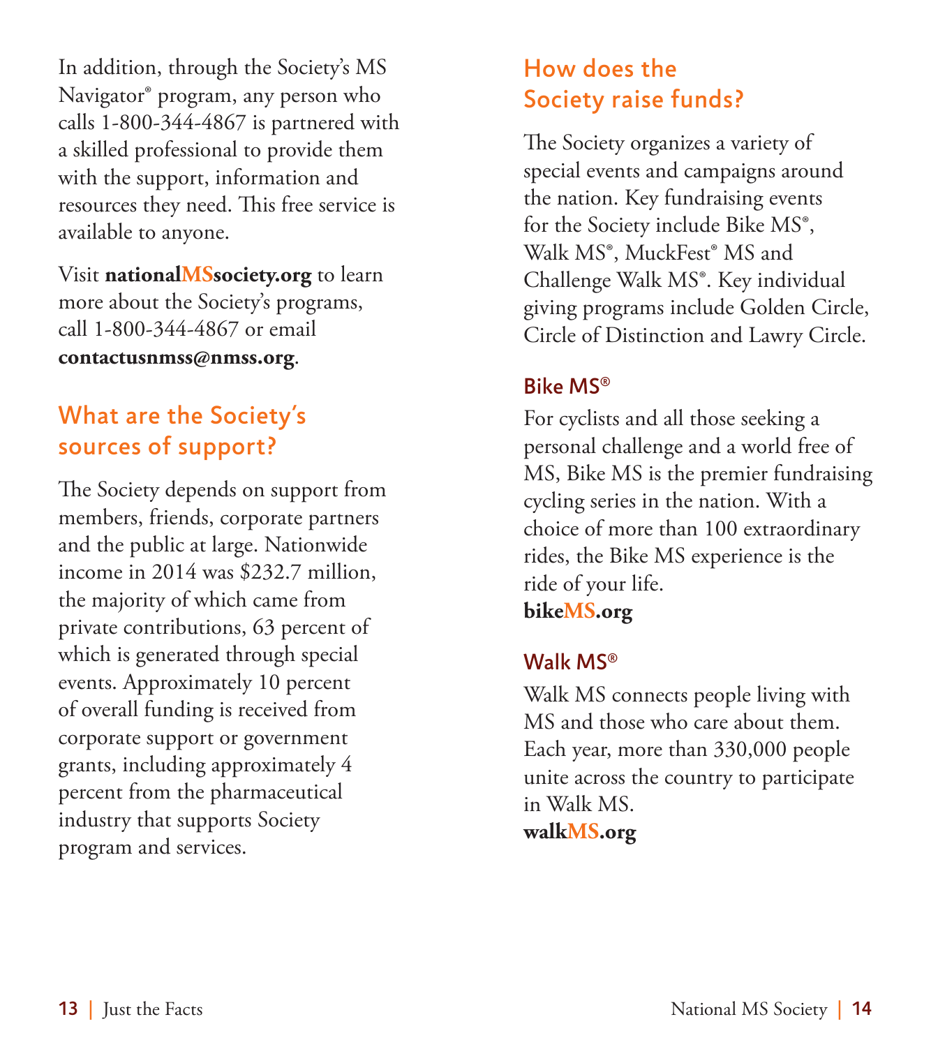In addition, through the Society's MS Navigator® program, any person who calls 1-800-344-4867 is partnered with a skilled professional to provide them with the support, information and resources they need. This free service is available to anyone.

Visit **nationalMSsociety.org** to learn more about the Society's programs, call 1-800-344-4867 or email **contactusnmss@nmss.org**.

## What are the Society's sources of support?

The Society depends on support from members, friends, corporate partners and the public at large. Nationwide income in 2014 was $232.7 million, the majority of which came from private contributions, 63 percent of which is generated through special events. Approximately 10 percent of overall funding is received from corporate support or government grants, including approximately 4 percent from the pharmaceutical industry that supports Society program and services.

## How does the Society raise funds?

The Society organizes a variety of special events and campaigns around the nation. Key fundraising events for the Society include Bike MS®, Walk MS®, MuckFest® MS and Challenge Walk MS®. Key individual giving programs include Golden Circle, Circle of Distinction and Lawry Circle.

### Bike MS®

For cyclists and all those seeking a personal challenge and a world free of MS, Bike MS is the premier fundraising cycling series in the nation. With a choice of more than 100 extraordinary rides, the Bike MS experience is the ride of your life.
**bikeMS.org**

### Walk MS®

Walk MS connects people living with MS and those who care about them. Each year, more than 330,000 people unite across the country to participate in Walk MS.
**walkMS.org**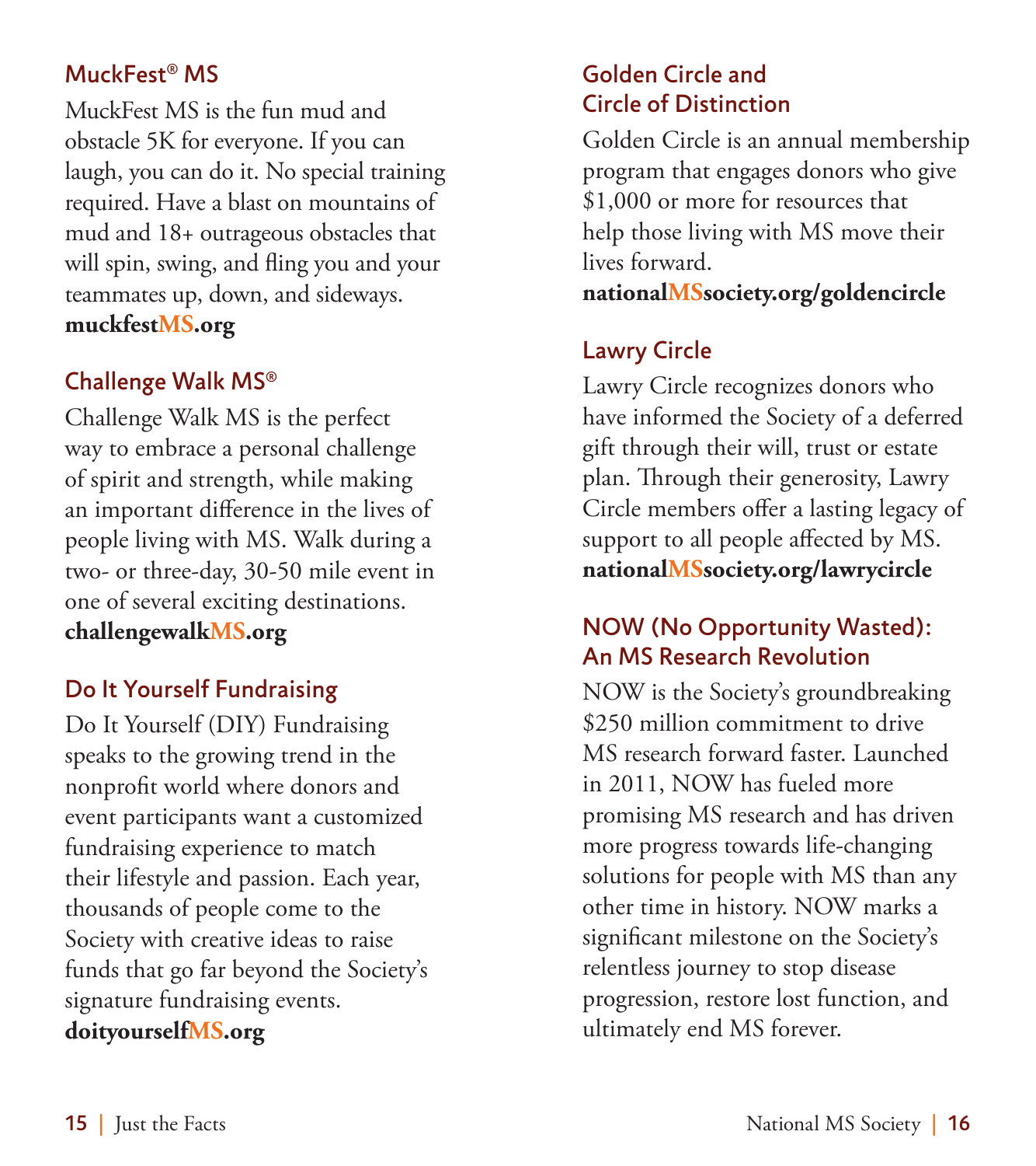### MuckFest® MS

MuckFest MS is the fun mud and obstacle 5K for everyone. If you can laugh, you can do it. No special training required. Have a blast on mountains of mud and 18+ outrageous obstacles that will spin, swing, and fling you and your teammates up, down, and sideways.
**muckfestMS.org**

### Challenge Walk MS®

Challenge Walk MS is the perfect way to embrace a personal challenge of spirit and strength, while making an important difference in the lives of people living with MS. Walk during a two- or three-day, 30-50 mile event in one of several exciting destinations.
**challengewalkMS.org**

### Do It Yourself Fundraising

Do It Yourself (DIY) Fundraising speaks to the growing trend in the nonprofit world where donors and event participants want a customized fundraising experience to match their lifestyle and passion. Each year, thousands of people come to the Society with creative ideas to raise funds that go far beyond the Society's signature fundraising events.
**doityourselfMS.org**

### Golden Circle and Circle of Distinction

Golden Circle is an annual membership program that engages donors who give $1,000 or more for resources that help those living with MS move their lives forward.
**nationalMSsociety.org/goldencircle**

### Lawry Circle

Lawry Circle recognizes donors who have informed the Society of a deferred gift through their will, trust or estate plan. Through their generosity, Lawry Circle members offer a lasting legacy of support to all people affected by MS.
**nationalMSsociety.org/lawrycircle**

### NOW (No Opportunity Wasted): An MS Research Revolution

NOW is the Society's groundbreaking $250 million commitment to drive MS research forward faster. Launched in 2011, NOW has fueled more promising MS research and has driven more progress towards life-changing solutions for people with MS than any other time in history. NOW marks a significant milestone on the Society's relentless journey to stop disease progression, restore lost function, and ultimately end MS forever.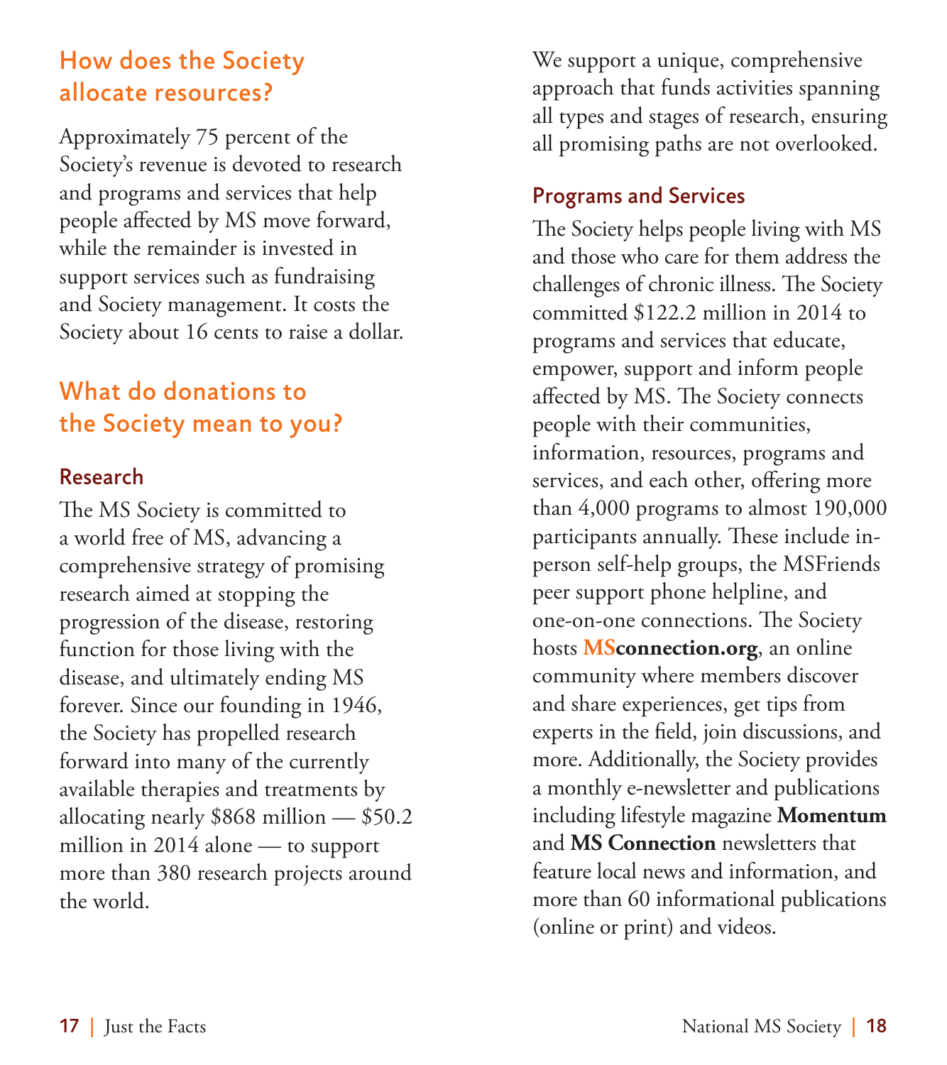## How does the Society allocate resources?

Approximately 75 percent of the Society's revenue is devoted to research and programs and services that help people affected by MS move forward, while the remainder is invested in support services such as fundraising and Society management. It costs the Society about 16 cents to raise a dollar.

## What do donations to the Society mean to you?

### Research

The MS Society is committed to a world free of MS, advancing a comprehensive strategy of promising research aimed at stopping the progression of the disease, restoring function for those living with the disease, and ultimately ending MS forever. Since our founding in 1946, the Society has propelled research forward into many of the currently available therapies and treatments by allocating nearly $868 million — $50.2 million in 2014 alone — to support more than 380 research projects around the world.

We support a unique, comprehensive approach that funds activities spanning all types and stages of research, ensuring all promising paths are not overlooked.

### Programs and Services

The Society helps people living with MS and those who care for them address the challenges of chronic illness. The Society committed $122.2 million in 2014 to programs and services that educate, empower, support and inform people affected by MS. The Society connects people with their communities, information, resources, programs and services, and each other, offering more than 4,000 programs to almost 190,000 participants annually. These include in-person self-help groups, the MSFriends peer support phone helpline, and one-on-one connections. The Society hosts **MSconnection.org**, an online community where members discover and share experiences, get tips from experts in the field, join discussions, and more. Additionally, the Society provides a monthly e-newsletter and publications including lifestyle magazine **Momentum** and **MS Connection** newsletters that feature local news and information, and more than 60 informational publications (online or print) and videos.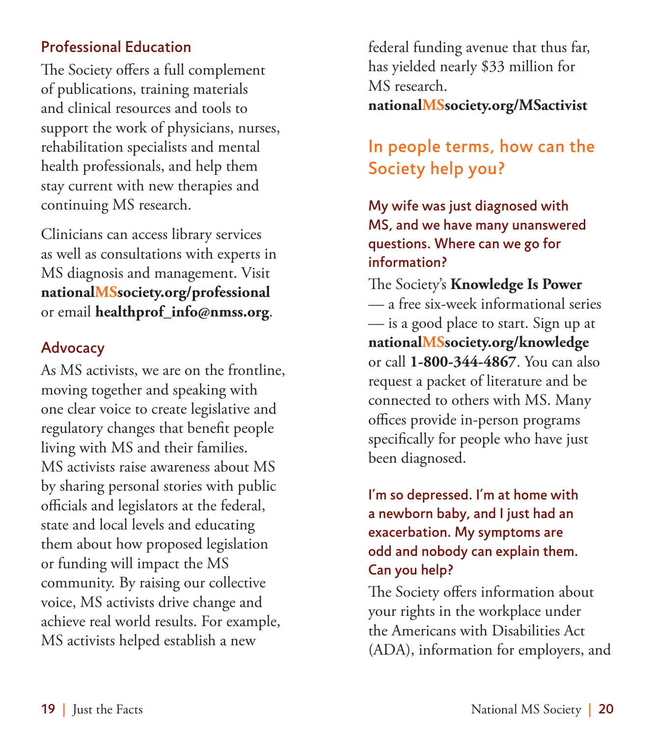### Professional Education

The Society offers a full complement of publications, training materials and clinical resources and tools to support the work of physicians, nurses, rehabilitation specialists and mental health professionals, and help them stay current with new therapies and continuing MS research.

Clinicians can access library services as well as consultations with experts in MS diagnosis and management. Visit **nationalMSsociety.org/professional** or email **healthprof_info@nmss.org**.

### Advocacy

As MS activists, we are on the frontline, moving together and speaking with one clear voice to create legislative and regulatory changes that benefit people living with MS and their families. MS activists raise awareness about MS by sharing personal stories with public officials and legislators at the federal, state and local levels and educating them about how proposed legislation or funding will impact the MS community. By raising our collective voice, MS activists drive change and achieve real world results. For example, MS activists helped establish a new federal funding avenue that thus far, has yielded nearly $33 million for MS research.

**nationalMSsociety.org/MSactivist**

## In people terms, how can the Society help you?

### My wife was just diagnosed with MS, and we have many unanswered questions. Where can we go for information?

The Society's **Knowledge Is Power** — a free six-week informational series — is a good place to start. Sign up at **nationalMSsociety.org/knowledge** or call **1-800-344-4867**. You can also request a packet of literature and be connected to others with MS. Many offices provide in-person programs specifically for people who have just been diagnosed.

### I'm so depressed. I'm at home with a newborn baby, and I just had an exacerbation. My symptoms are odd and nobody can explain them. Can you help?

The Society offers information about your rights in the workplace under the Americans with Disabilities Act (ADA), information for employers, and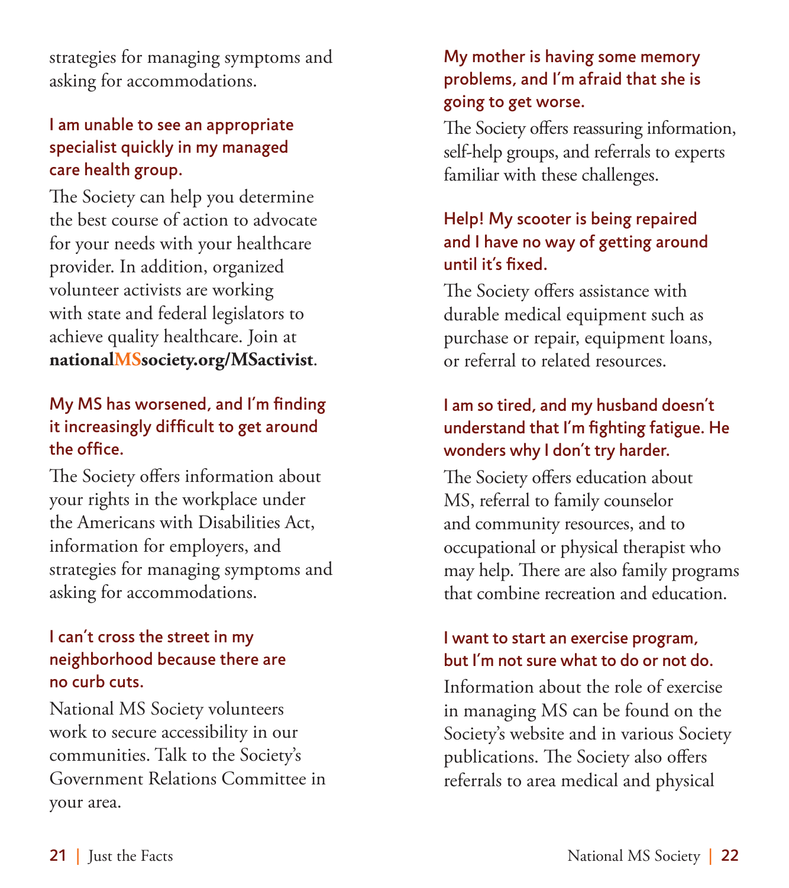strategies for managing symptoms and asking for accommodations.

### I am unable to see an appropriate specialist quickly in my managed care health group.

The Society can help you determine the best course of action to advocate for your needs with your healthcare provider. In addition, organized volunteer activists are working with state and federal legislators to achieve quality healthcare. Join at **nationalMSsociety.org/MSactivist**.

### My MS has worsened, and I'm finding it increasingly difficult to get around the office.

The Society offers information about your rights in the workplace under the Americans with Disabilities Act, information for employers, and strategies for managing symptoms and asking for accommodations.

### I can't cross the street in my neighborhood because there are no curb cuts.

National MS Society volunteers work to secure accessibility in our communities. Talk to the Society's Government Relations Committee in your area.

### My mother is having some memory problems, and I'm afraid that she is going to get worse.

The Society offers reassuring information, self-help groups, and referrals to experts familiar with these challenges.

### Help! My scooter is being repaired and I have no way of getting around until it's fixed.

The Society offers assistance with durable medical equipment such as purchase or repair, equipment loans, or referral to related resources.

### I am so tired, and my husband doesn't understand that I'm fighting fatigue. He wonders why I don't try harder.

The Society offers education about MS, referral to family counselor and community resources, and to occupational or physical therapist who may help. There are also family programs that combine recreation and education.

### I want to start an exercise program, but I'm not sure what to do or not do.

Information about the role of exercise in managing MS can be found on the Society's website and in various Society publications. The Society also offers referrals to area medical and physical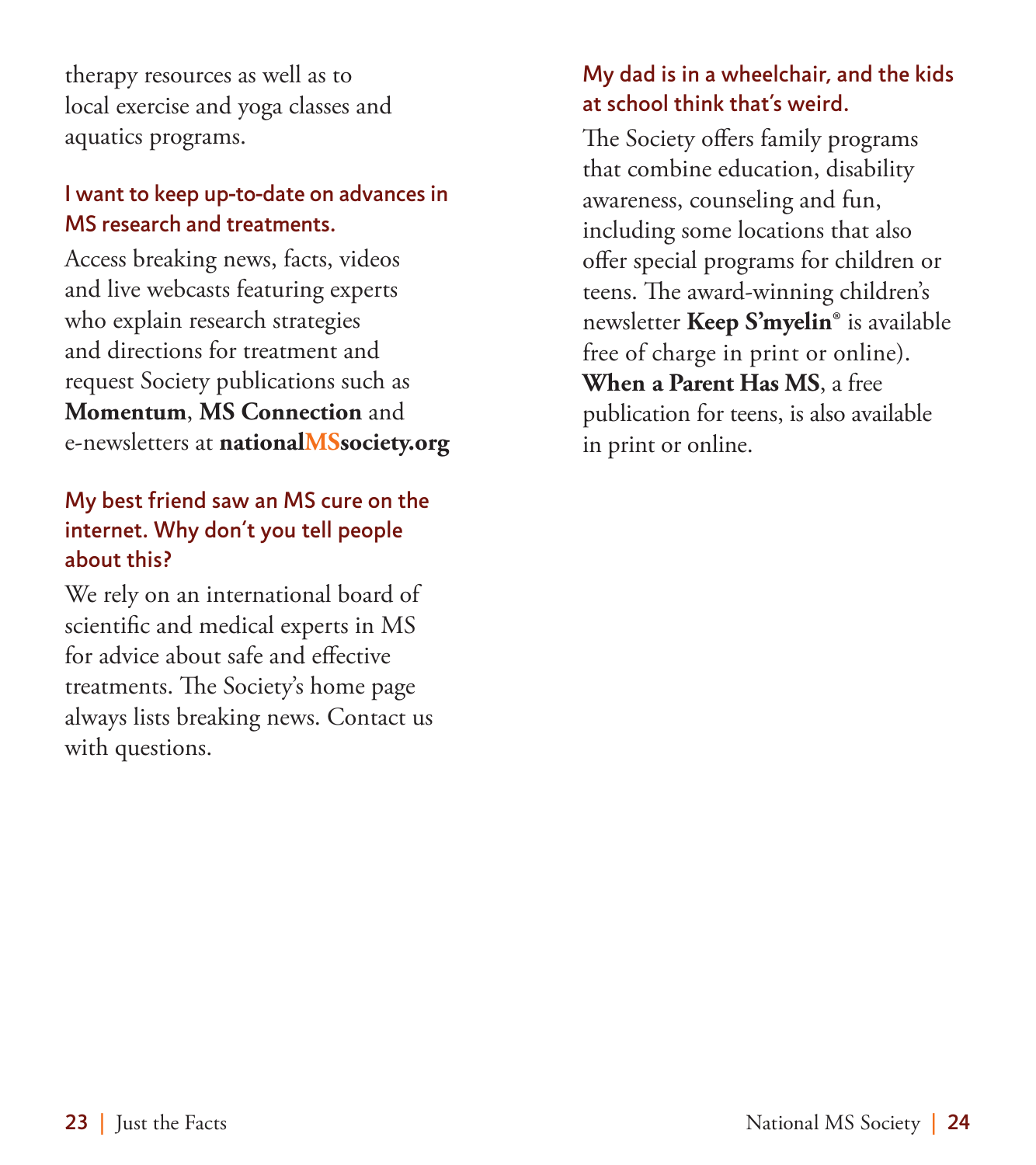therapy resources as well as to local exercise and yoga classes and aquatics programs.

### I want to keep up-to-date on advances in MS research and treatments.

Access breaking news, facts, videos and live webcasts featuring experts who explain research strategies and directions for treatment and request Society publications such as **Momentum**, **MS Connection** and e-newsletters at **nationalMSsociety.org**

### My best friend saw an MS cure on the internet. Why don't you tell people about this?

We rely on an international board of scientific and medical experts in MS for advice about safe and effective treatments. The Society's home page always lists breaking news. Contact us with questions.

### My dad is in a wheelchair, and the kids at school think that's weird.

The Society offers family programs that combine education, disability awareness, counseling and fun, including some locations that also offer special programs for children or teens. The award-winning children's newsletter **Keep S'myelin®** is available free of charge in print or online). **When a Parent Has MS**, a free publication for teens, is also available in print or online.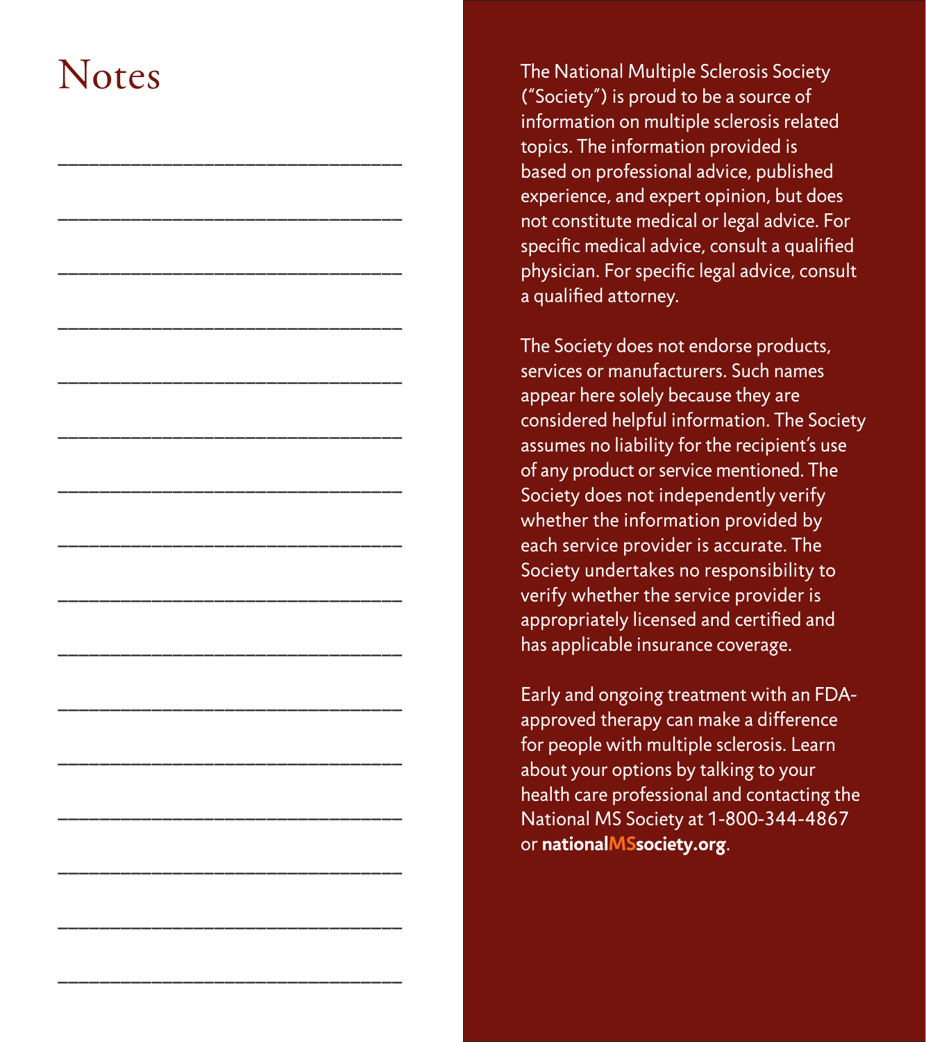# Notes

________________________________

________________________________

________________________________

________________________________

________________________________

________________________________

________________________________

________________________________

________________________________

________________________________

________________________________

________________________________

________________________________

________________________________

________________________________

________________________________

The National Multiple Sclerosis Society ("Society") is proud to be a source of information on multiple sclerosis related topics. The information provided is based on professional advice, published experience, and expert opinion, but does not constitute medical or legal advice. For specific medical advice, consult a qualified physician. For specific legal advice, consult a qualified attorney.

The Society does not endorse products, services or manufacturers. Such names appear here solely because they are considered helpful information. The Society assumes no liability for the recipient's use of any product or service mentioned. The Society does not independently verify whether the information provided by each service provider is accurate. The Society undertakes no responsibility to verify whether the service provider is appropriately licensed and certified and has applicable insurance coverage.

Early and ongoing treatment with an FDA-approved therapy can make a difference for people with multiple sclerosis. Learn about your options by talking to your health care professional and contacting the National MS Society at 1-800-344-4867 or **nationalMSsociety.org**.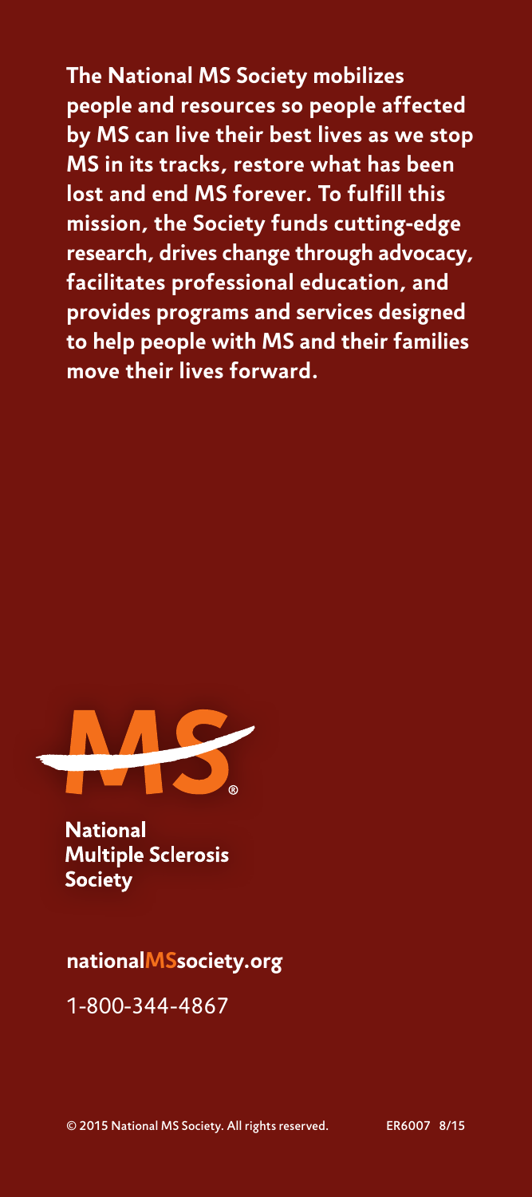**The National MS Society mobilizes people and resources so people affected by MS can live their best lives as we stop MS in its tracks, restore what has been lost and end MS forever. To fulfill this mission, the Society funds cutting-edge research, drives change through advocacy, facilitates professional education, and provides programs and services designed to help people with MS and their families move their lives forward.**

**National Multiple Sclerosis Society**

**nationalMSsociety.org**

1-800-344-4867

© 2015 National MS Society. All rights reserved. ER6007 8/15